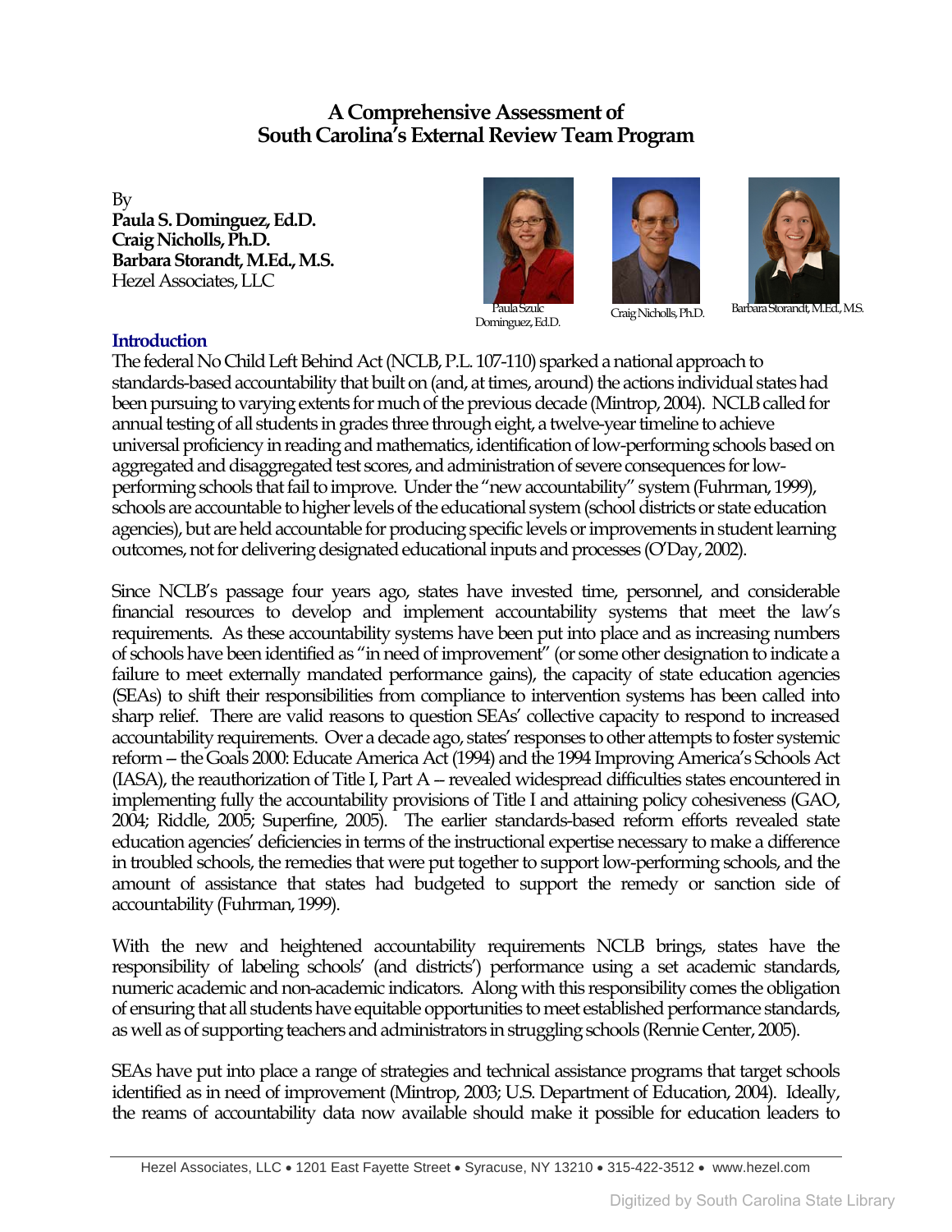# A Comprehensive Assessment of South Carolina's External Review Team Program

By
**Paula S. Dominguez, Ed.D.**
**Craig Nicholls, Ph.D.**
**Barbara Storandt, M.Ed., M.S.**
Hezel Associates, LLC

Paula Szulc Dominguez, Ed.D.

Craig Nicholls, Ph.D.

Barbara Storandt, M.Ed., M.S.

## Introduction

The federal No Child Left Behind Act (NCLB, P.L. 107-110) sparked a national approach to standards-based accountability that built on (and, at times, around) the actions individual states had been pursuing to varying extents for much of the previous decade (Mintrop, 2004). NCLB called for annual testing of all students in grades three through eight, a twelve-year timeline to achieve universal proficiency in reading and mathematics, identification of low-performing schools based on aggregated and disaggregated test scores, and administration of severe consequences for low-performing schools that fail to improve. Under the "new accountability" system (Fuhrman, 1999), schools are accountable to higher levels of the educational system (school districts or state education agencies), but are held accountable for producing specific levels or improvements in student learning outcomes, not for delivering designated educational inputs and processes (O'Day, 2002).

Since NCLB's passage four years ago, states have invested time, personnel, and considerable financial resources to develop and implement accountability systems that meet the law's requirements. As these accountability systems have been put into place and as increasing numbers of schools have been identified as "in need of improvement" (or some other designation to indicate a failure to meet externally mandated performance gains), the capacity of state education agencies (SEAs) to shift their responsibilities from compliance to intervention systems has been called into sharp relief. There are valid reasons to question SEAs' collective capacity to respond to increased accountability requirements. Over a decade ago, states' responses to other attempts to foster systemic reform – the Goals 2000: Educate America Act (1994) and the 1994 Improving America's Schools Act (IASA), the reauthorization of Title I, Part A – revealed widespread difficulties states encountered in implementing fully the accountability provisions of Title I and attaining policy cohesiveness (GAO, 2004; Riddle, 2005; Superfine, 2005). The earlier standards-based reform efforts revealed state education agencies' deficiencies in terms of the instructional expertise necessary to make a difference in troubled schools, the remedies that were put together to support low-performing schools, and the amount of assistance that states had budgeted to support the remedy or sanction side of accountability (Fuhrman, 1999).

With the new and heightened accountability requirements NCLB brings, states have the responsibility of labeling schools' (and districts') performance using a set academic standards, numeric academic and non-academic indicators. Along with this responsibility comes the obligation of ensuring that all students have equitable opportunities to meet established performance standards, as well as of supporting teachers and administrators in struggling schools (Rennie Center, 2005).

SEAs have put into place a range of strategies and technical assistance programs that target schools identified as in need of improvement (Mintrop, 2003; U.S. Department of Education, 2004). Ideally, the reams of accountability data now available should make it possible for education leaders to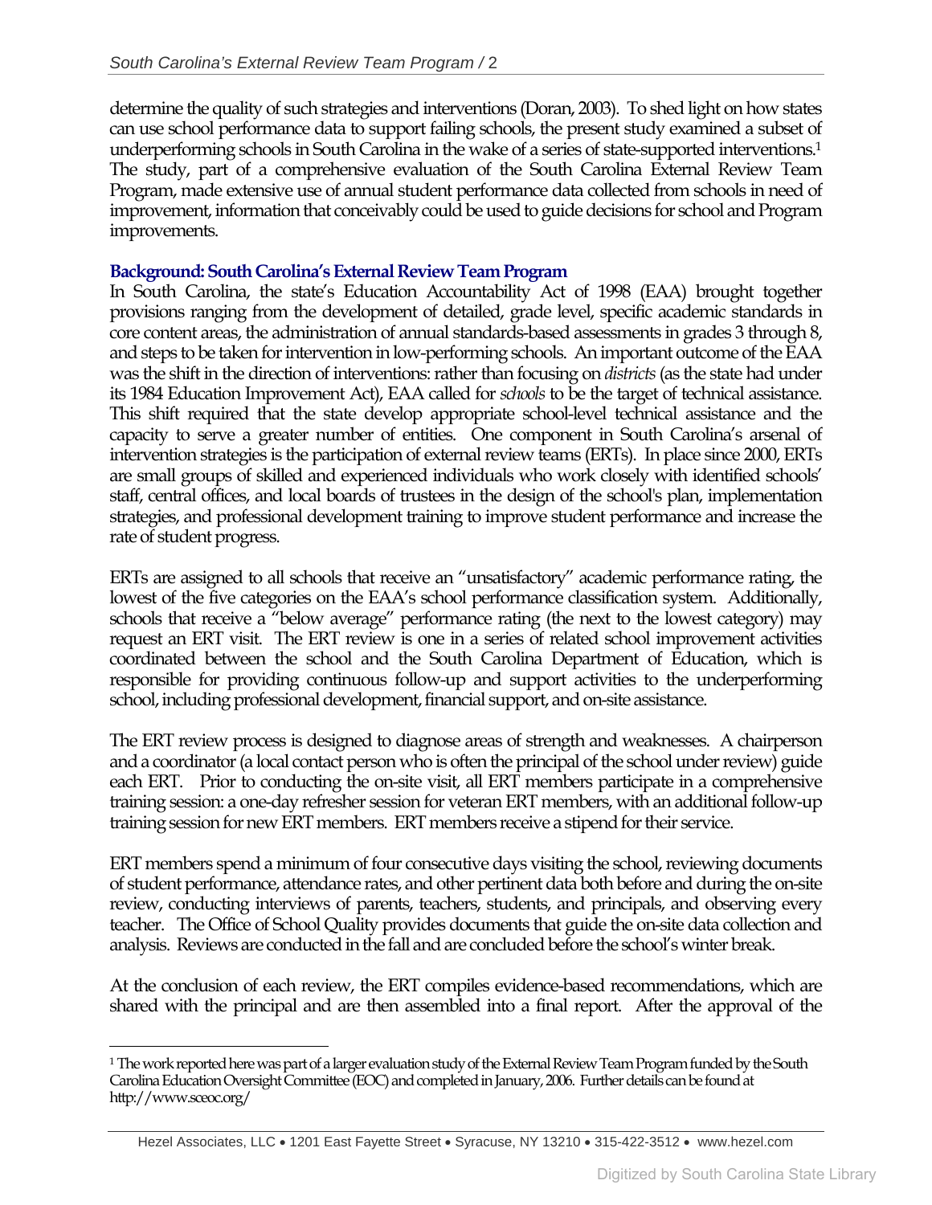determine the quality of such strategies and interventions (Doran, 2003). To shed light on how states can use school performance data to support failing schools, the present study examined a subset of underperforming schools in South Carolina in the wake of a series of state-supported interventions.[1] The study, part of a comprehensive evaluation of the South Carolina External Review Team Program, made extensive use of annual student performance data collected from schools in need of improvement, information that conceivably could be used to guide decisions for school and Program improvements.

### Background: South Carolina's External Review Team Program

In South Carolina, the state's Education Accountability Act of 1998 (EAA) brought together provisions ranging from the development of detailed, grade level, specific academic standards in core content areas, the administration of annual standards-based assessments in grades 3 through 8, and steps to be taken for intervention in low-performing schools. An important outcome of the EAA was the shift in the direction of interventions: rather than focusing on *districts* (as the state had under its 1984 Education Improvement Act), EAA called for *schools* to be the target of technical assistance. This shift required that the state develop appropriate school-level technical assistance and the capacity to serve a greater number of entities. One component in South Carolina's arsenal of intervention strategies is the participation of external review teams (ERTs). In place since 2000, ERTs are small groups of skilled and experienced individuals who work closely with identified schools' staff, central offices, and local boards of trustees in the design of the school's plan, implementation strategies, and professional development training to improve student performance and increase the rate of student progress.

ERTs are assigned to all schools that receive an "unsatisfactory" academic performance rating, the lowest of the five categories on the EAA's school performance classification system. Additionally, schools that receive a "below average" performance rating (the next to the lowest category) may request an ERT visit. The ERT review is one in a series of related school improvement activities coordinated between the school and the South Carolina Department of Education, which is responsible for providing continuous follow-up and support activities to the underperforming school, including professional development, financial support, and on-site assistance.

The ERT review process is designed to diagnose areas of strength and weaknesses. A chairperson and a coordinator (a local contact person who is often the principal of the school under review) guide each ERT. Prior to conducting the on-site visit, all ERT members participate in a comprehensive training session: a one-day refresher session for veteran ERT members, with an additional follow-up training session for new ERT members. ERT members receive a stipend for their service.

ERT members spend a minimum of four consecutive days visiting the school, reviewing documents of student performance, attendance rates, and other pertinent data both before and during the on-site review, conducting interviews of parents, teachers, students, and principals, and observing every teacher. The Office of School Quality provides documents that guide the on-site data collection and analysis. Reviews are conducted in the fall and are concluded before the school's winter break.

At the conclusion of each review, the ERT compiles evidence-based recommendations, which are shared with the principal and are then assembled into a final report. After the approval of the

---

[1] The work reported here was part of a larger evaluation study of the External Review Team Program funded by the South Carolina Education Oversight Committee (EOC) and completed in January, 2006. Further details can be found at http://www.sceoc.org/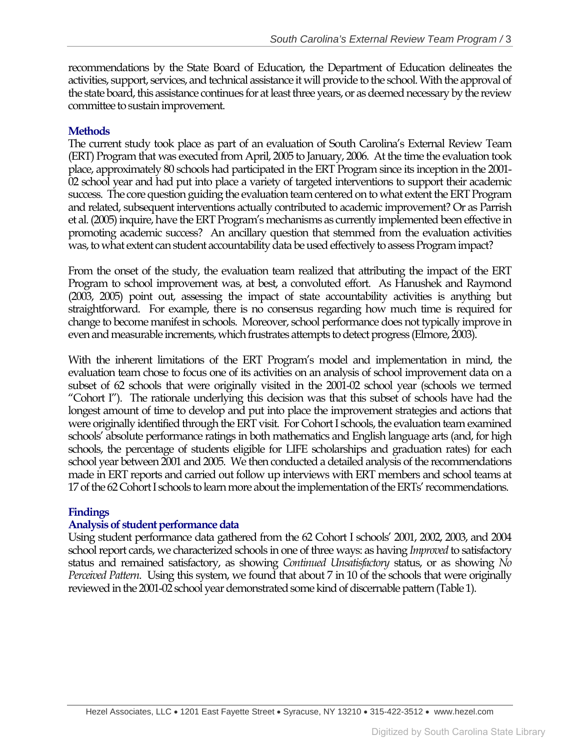recommendations by the State Board of Education, the Department of Education delineates the activities, support, services, and technical assistance it will provide to the school. With the approval of the state board, this assistance continues for at least three years, or as deemed necessary by the review committee to sustain improvement.

## Methods

The current study took place as part of an evaluation of South Carolina's External Review Team (ERT) Program that was executed from April, 2005 to January, 2006. At the time the evaluation took place, approximately 80 schools had participated in the ERT Program since its inception in the 2001-02 school year and had put into place a variety of targeted interventions to support their academic success. The core question guiding the evaluation team centered on to what extent the ERT Program and related, subsequent interventions actually contributed to academic improvement? Or as Parrish et al. (2005) inquire, have the ERT Program's mechanisms as currently implemented been effective in promoting academic success? An ancillary question that stemmed from the evaluation activities was, to what extent can student accountability data be used effectively to assess Program impact?

From the onset of the study, the evaluation team realized that attributing the impact of the ERT Program to school improvement was, at best, a convoluted effort. As Hanushek and Raymond (2003, 2005) point out, assessing the impact of state accountability activities is anything but straightforward. For example, there is no consensus regarding how much time is required for change to become manifest in schools. Moreover, school performance does not typically improve in even and measurable increments, which frustrates attempts to detect progress (Elmore, 2003).

With the inherent limitations of the ERT Program's model and implementation in mind, the evaluation team chose to focus one of its activities on an analysis of school improvement data on a subset of 62 schools that were originally visited in the 2001-02 school year (schools we termed "Cohort I"). The rationale underlying this decision was that this subset of schools have had the longest amount of time to develop and put into place the improvement strategies and actions that were originally identified through the ERT visit. For Cohort I schools, the evaluation team examined schools' absolute performance ratings in both mathematics and English language arts (and, for high schools, the percentage of students eligible for LIFE scholarships and graduation rates) for each school year between 2001 and 2005. We then conducted a detailed analysis of the recommendations made in ERT reports and carried out follow up interviews with ERT members and school teams at 17 of the 62 Cohort I schools to learn more about the implementation of the ERTs' recommendations.

## Findings

### Analysis of student performance data

Using student performance data gathered from the 62 Cohort I schools' 2001, 2002, 2003, and 2004 school report cards, we characterized schools in one of three ways: as having *Improved* to satisfactory status and remained satisfactory, as showing *Continued Unsatisfactory* status, or as showing *No Perceived Pattern*. Using this system, we found that about 7 in 10 of the schools that were originally reviewed in the 2001-02 school year demonstrated some kind of discernable pattern (Table 1).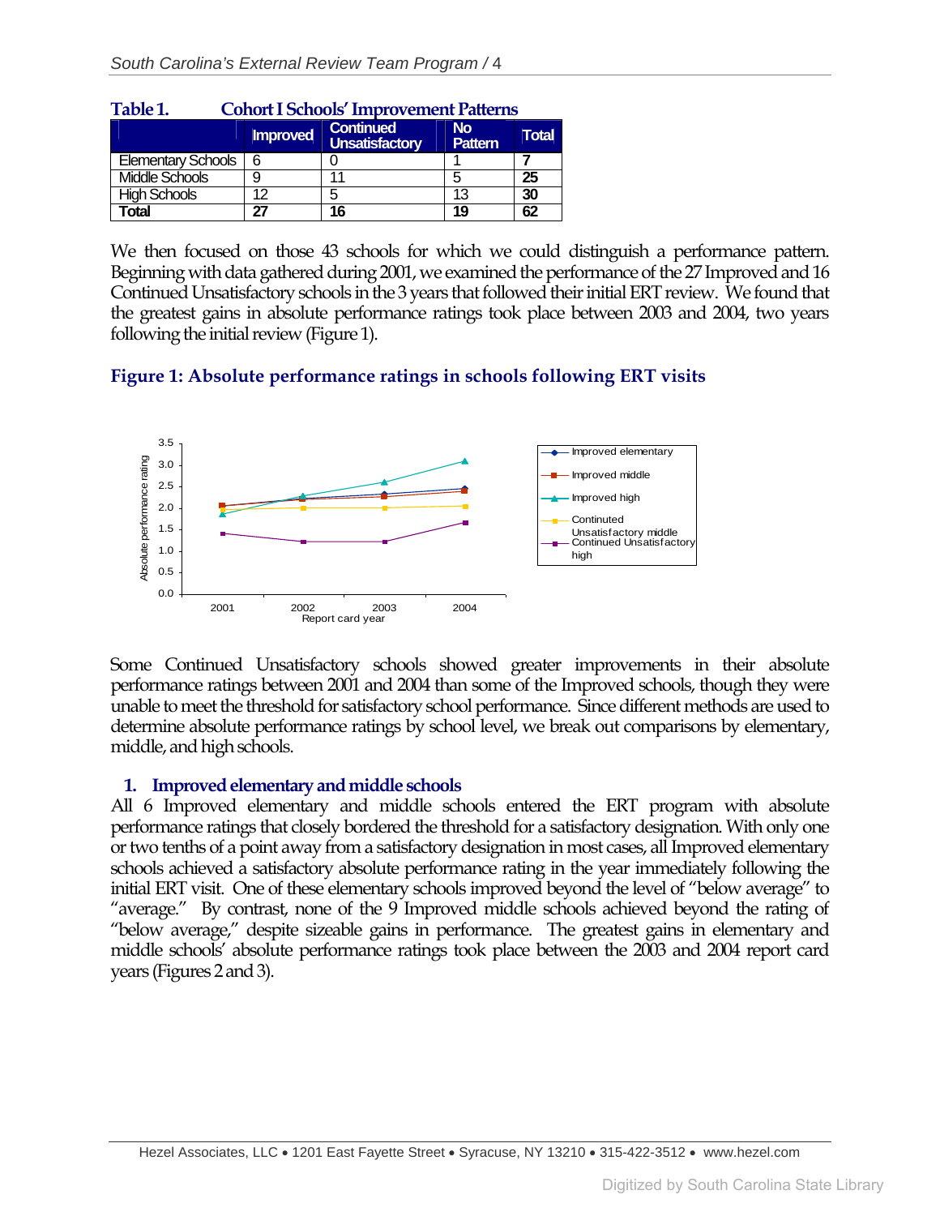**Table 1. Cohort I Schools' Improvement Patterns**

| | Improved | Continued Unsatisfactory | No Pattern | Total |
|---|---|---|---|---|
| Elementary Schools | 6 | 0 | 1 | **7** |
| Middle Schools | 9 | 11 | 5 | **25** |
| High Schools | 12 | 5 | 13 | **30** |
| **Total** | **27** | **16** | **19** | **62** |

We then focused on those 43 schools for which we could distinguish a performance pattern. Beginning with data gathered during 2001, we examined the performance of the 27 Improved and 16 Continued Unsatisfactory schools in the 3 years that followed their initial ERT review. We found that the greatest gains in absolute performance ratings took place between 2003 and 2004, two years following the initial review (Figure 1).

**Figure 1: Absolute performance ratings in schools following ERT visits**

Some Continued Unsatisfactory schools showed greater improvements in their absolute performance ratings between 2001 and 2004 than some of the Improved schools, though they were unable to meet the threshold for satisfactory school performance. Since different methods are used to determine absolute performance ratings by school level, we break out comparisons by elementary, middle, and high schools.

### 1. Improved elementary and middle schools

All 6 Improved elementary and middle schools entered the ERT program with absolute performance ratings that closely bordered the threshold for a satisfactory designation. With only one or two tenths of a point away from a satisfactory designation in most cases, all Improved elementary schools achieved a satisfactory absolute performance rating in the year immediately following the initial ERT visit. One of these elementary schools improved beyond the level of "below average" to "average." By contrast, none of the 9 Improved middle schools achieved beyond the rating of "below average," despite sizeable gains in performance. The greatest gains in elementary and middle schools' absolute performance ratings took place between the 2003 and 2004 report card years (Figures 2 and 3).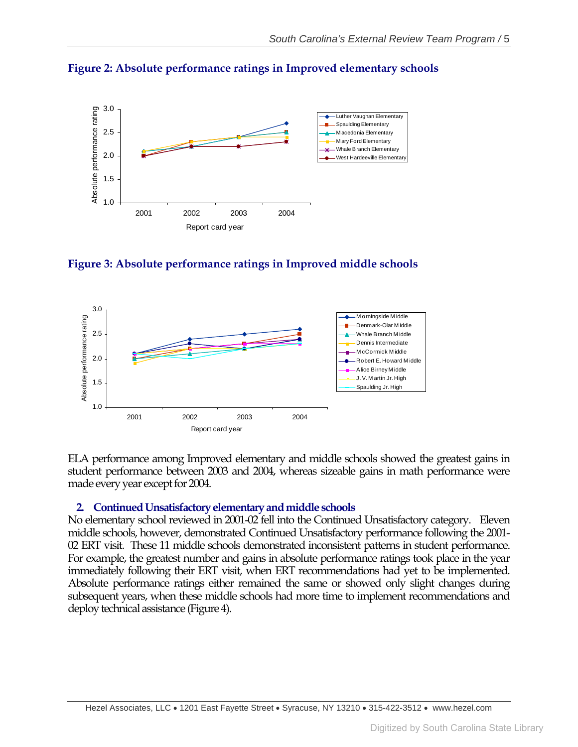**Figure 2: Absolute performance ratings in Improved elementary schools**

**Figure 3: Absolute performance ratings in Improved middle schools**

ELA performance among Improved elementary and middle schools showed the greatest gains in student performance between 2003 and 2004, whereas sizeable gains in math performance were made every year except for 2004.

## 2. Continued Unsatisfactory elementary and middle schools

No elementary school reviewed in 2001-02 fell into the Continued Unsatisfactory category. Eleven middle schools, however, demonstrated Continued Unsatisfactory performance following the 2001-02 ERT visit. These 11 middle schools demonstrated inconsistent patterns in student performance. For example, the greatest number and gains in absolute performance ratings took place in the year immediately following their ERT visit, when ERT recommendations had yet to be implemented. Absolute performance ratings either remained the same or showed only slight changes during subsequent years, when these middle schools had more time to implement recommendations and deploy technical assistance (Figure 4).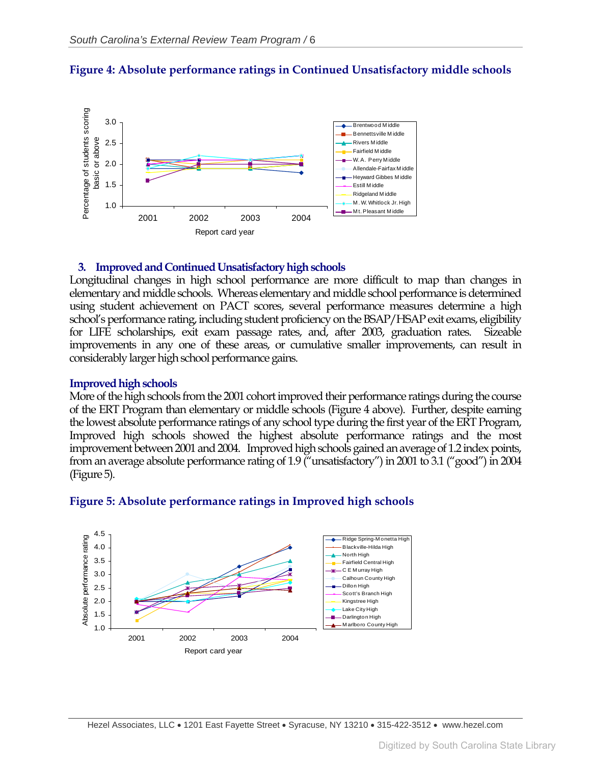**Figure 4: Absolute performance ratings in Continued Unsatisfactory middle schools**

### 3. Improved and Continued Unsatisfactory high schools

Longitudinal changes in high school performance are more difficult to map than changes in elementary and middle schools. Whereas elementary and middle school performance is determined using student achievement on PACT scores, several performance measures determine a high school's performance rating, including student proficiency on the BSAP/HSAP exit exams, eligibility for LIFE scholarships, exit exam passage rates, and, after 2003, graduation rates. Sizeable improvements in any one of these areas, or cumulative smaller improvements, can result in considerably larger high school performance gains.

#### Improved high schools

More of the high schools from the 2001 cohort improved their performance ratings during the course of the ERT Program than elementary or middle schools (Figure 4 above). Further, despite earning the lowest absolute performance ratings of any school type during the first year of the ERT Program, Improved high schools showed the highest absolute performance ratings and the most improvement between 2001 and 2004. Improved high schools gained an average of 1.2 index points, from an average absolute performance rating of 1.9 ("unsatisfactory") in 2001 to 3.1 ("good") in 2004 (Figure 5).

**Figure 5: Absolute performance ratings in Improved high schools**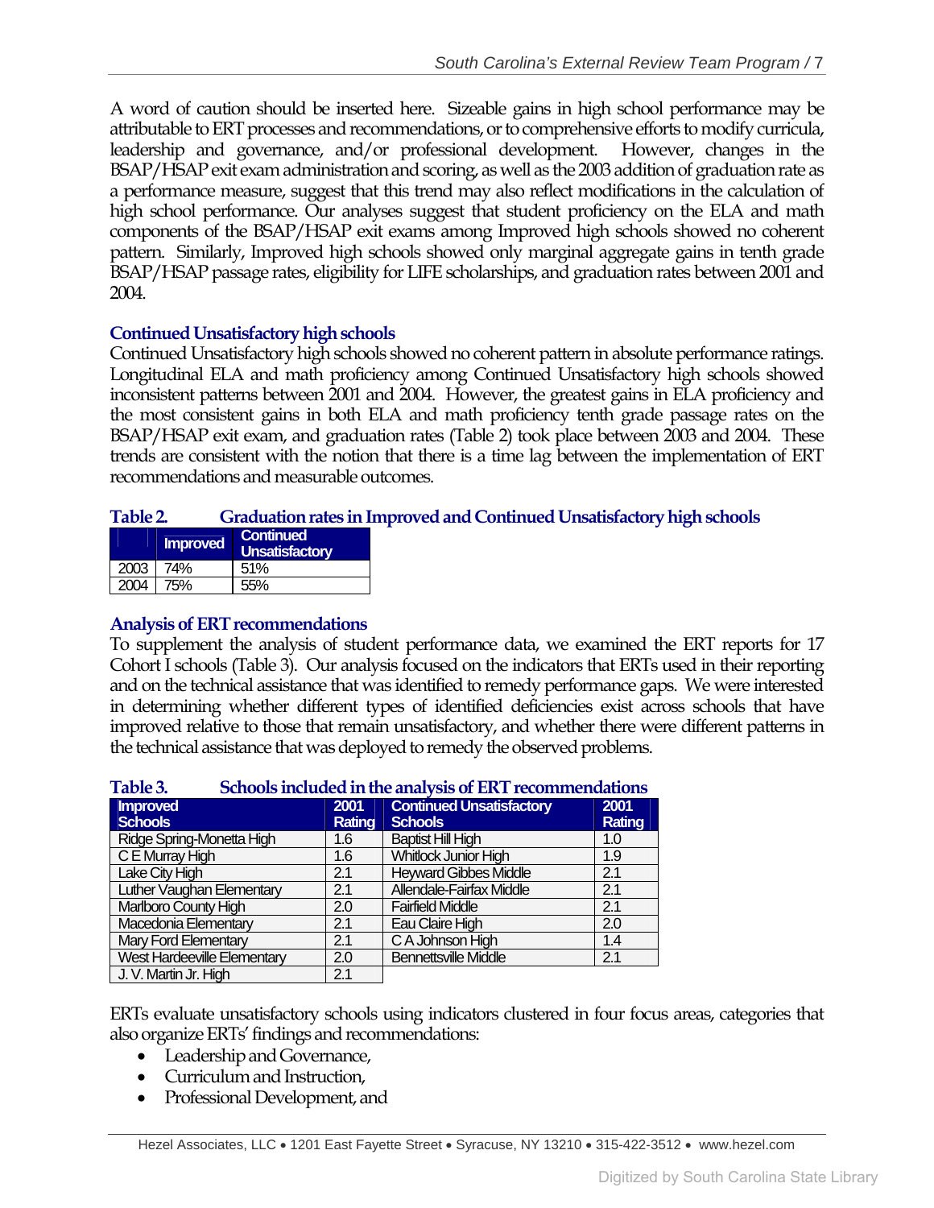A word of caution should be inserted here. Sizeable gains in high school performance may be attributable to ERT processes and recommendations, or to comprehensive efforts to modify curricula, leadership and governance, and/or professional development. However, changes in the BSAP/HSAP exit exam administration and scoring, as well as the 2003 addition of graduation rate as a performance measure, suggest that this trend may also reflect modifications in the calculation of high school performance. Our analyses suggest that student proficiency on the ELA and math components of the BSAP/HSAP exit exams among Improved high schools showed no coherent pattern. Similarly, Improved high schools showed only marginal aggregate gains in tenth grade BSAP/HSAP passage rates, eligibility for LIFE scholarships, and graduation rates between 2001 and 2004.

### Continued Unsatisfactory high schools

Continued Unsatisfactory high schools showed no coherent pattern in absolute performance ratings. Longitudinal ELA and math proficiency among Continued Unsatisfactory high schools showed inconsistent patterns between 2001 and 2004. However, the greatest gains in ELA proficiency and the most consistent gains in both ELA and math proficiency tenth grade passage rates on the BSAP/HSAP exit exam, and graduation rates (Table 2) took place between 2003 and 2004. These trends are consistent with the notion that there is a time lag between the implementation of ERT recommendations and measurable outcomes.

**Table 2. Graduation rates in Improved and Continued Unsatisfactory high schools**

| | Improved | Continued Unsatisfactory |
|---|---|---|
| 2003 | 74% | 51% |
| 2004 | 75% | 55% |

### Analysis of ERT recommendations

To supplement the analysis of student performance data, we examined the ERT reports for 17 Cohort I schools (Table 3). Our analysis focused on the indicators that ERTs used in their reporting and on the technical assistance that was identified to remedy performance gaps. We were interested in determining whether different types of identified deficiencies exist across schools that have improved relative to those that remain unsatisfactory, and whether there were different patterns in the technical assistance that was deployed to remedy the observed problems.

**Table 3. Schools included in the analysis of ERT recommendations**

| Improved Schools | 2001 Rating | Continued Unsatisfactory Schools | 2001 Rating |
|---|---|---|---|
| Ridge Spring-Monetta High | 1.6 | Baptist Hill High | 1.0 |
| C E Murray High | 1.6 | Whitlock Junior High | 1.9 |
| Lake City High | 2.1 | Heyward Gibbes Middle | 2.1 |
| Luther Vaughan Elementary | 2.1 | Allendale-Fairfax Middle | 2.1 |
| Marlboro County High | 2.0 | Fairfield Middle | 2.1 |
| Macedonia Elementary | 2.1 | Eau Claire High | 2.0 |
| Mary Ford Elementary | 2.1 | C A Johnson High | 1.4 |
| West Hardeeville Elementary | 2.0 | Bennettsville Middle | 2.1 |
| J. V. Martin Jr. High | 2.1 | | |

ERTs evaluate unsatisfactory schools using indicators clustered in four focus areas, categories that also organize ERTs' findings and recommendations:

- Leadership and Governance,
- Curriculum and Instruction,
- Professional Development, and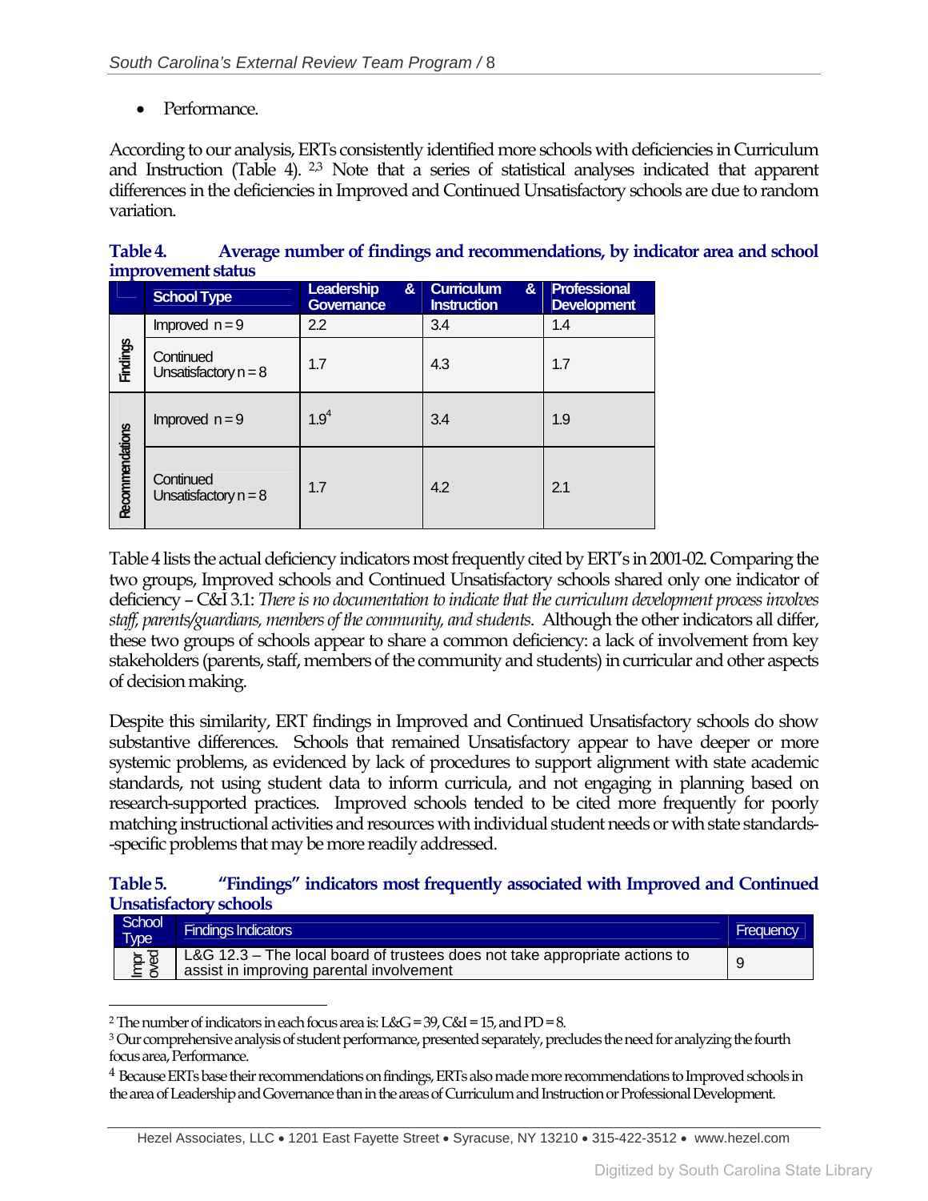- Performance.

According to our analysis, ERTs consistently identified more schools with deficiencies in Curriculum and Instruction (Table 4). [2,3] Note that a series of statistical analyses indicated that apparent differences in the deficiencies in Improved and Continued Unsatisfactory schools are due to random variation.

**Table 4. Average number of findings and recommendations, by indicator area and school improvement status**

| | School Type | Leadership & Governance | Curriculum & Instruction | Professional Development |
|---|---|---|---|---|
| Findings | Improved n = 9 | 2.2 | 3.4 | 1.4 |
| | Continued Unsatisfactory n = 8 | 1.7 | 4.3 | 1.7 |
| Recommendations | Improved n = 9 | 1.9[4] | 3.4 | 1.9 |
| | Continued Unsatisfactory n = 8 | 1.7 | 4.2 | 2.1 |

Table 4 lists the actual deficiency indicators most frequently cited by ERT's in 2001-02. Comparing the two groups, Improved schools and Continued Unsatisfactory schools shared only one indicator of deficiency – C&I 3.1: *There is no documentation to indicate that the curriculum development process involves staff, parents/guardians, members of the community, and students*. Although the other indicators all differ, these two groups of schools appear to share a common deficiency: a lack of involvement from key stakeholders (parents, staff, members of the community and students) in curricular and other aspects of decision making.

Despite this similarity, ERT findings in Improved and Continued Unsatisfactory schools do show substantive differences. Schools that remained Unsatisfactory appear to have deeper or more systemic problems, as evidenced by lack of procedures to support alignment with state academic standards, not using student data to inform curricula, and not engaging in planning based on research-supported practices. Improved schools tended to be cited more frequently for poorly matching instructional activities and resources with individual student needs or with state standards--specific problems that may be more readily addressed.

**Table 5. "Findings" indicators most frequently associated with Improved and Continued Unsatisfactory schools**

| School Type | Findings Indicators | Frequency |
|---|---|---|
| Improved | L&G 12.3 – The local board of trustees does not take appropriate actions to assist in improving parental involvement | 9 |

---

[2] The number of indicators in each focus area is: L&G = 39, C&I = 15, and PD = 8.

[3] Our comprehensive analysis of student performance, presented separately, precludes the need for analyzing the fourth focus area, Performance.

[4] Because ERTs base their recommendations on findings, ERTs also made more recommendations to Improved schools in the area of Leadership and Governance than in the areas of Curriculum and Instruction or Professional Development.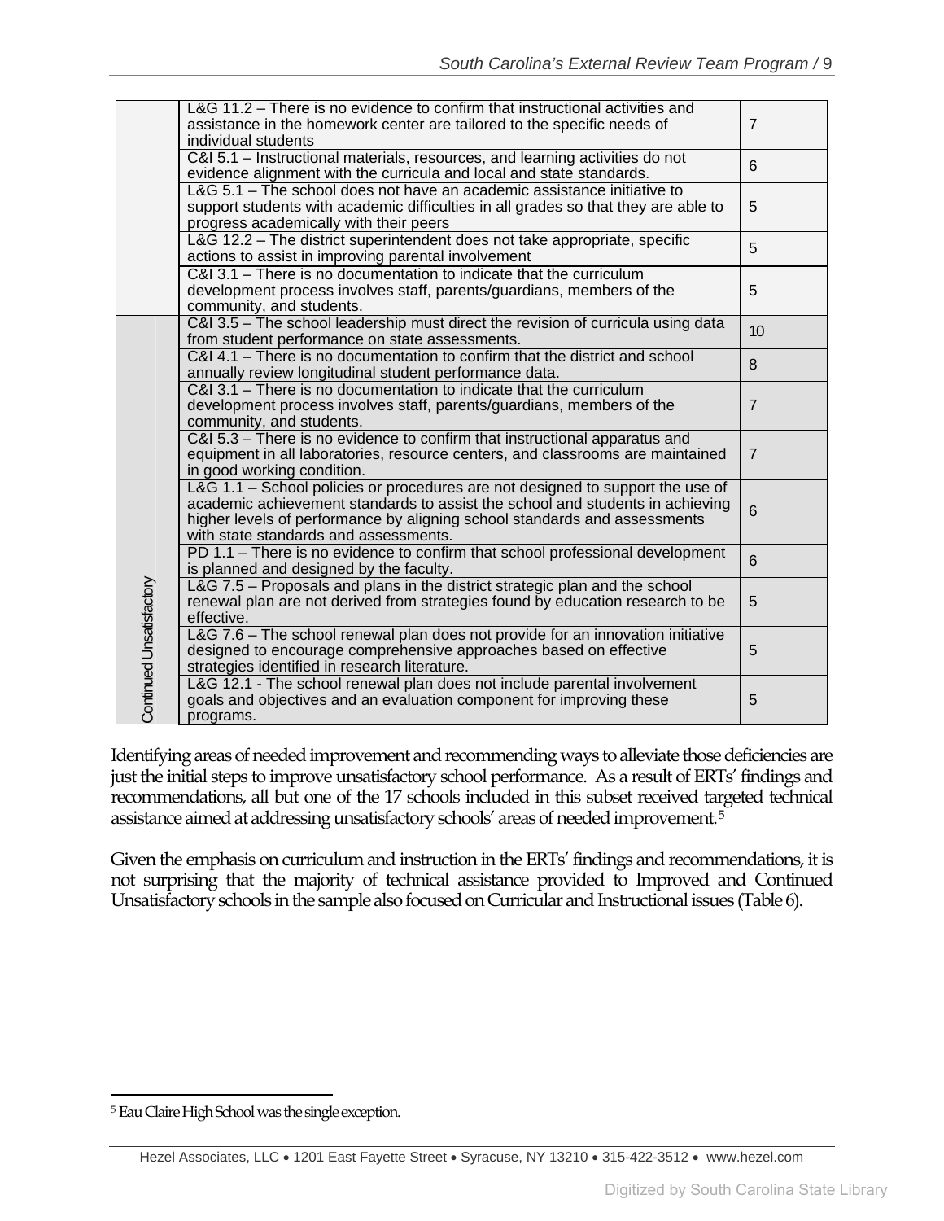| | | |
|---|---|---|
| | L&G 11.2 – There is no evidence to confirm that instructional activities and assistance in the homework center are tailored to the specific needs of individual students | 7 |
| | C&I 5.1 – Instructional materials, resources, and learning activities do not evidence alignment with the curricula and local and state standards. | 6 |
| | L&G 5.1 – The school does not have an academic assistance initiative to support students with academic difficulties in all grades so that they are able to progress academically with their peers | 5 |
| | L&G 12.2 – The district superintendent does not take appropriate, specific actions to assist in improving parental involvement | 5 |
| | C&I 3.1 – There is no documentation to indicate that the curriculum development process involves staff, parents/guardians, members of the community, and students. | 5 |
| Continued Unsatisfactory | C&I 3.5 – The school leadership must direct the revision of curricula using data from student performance on state assessments. | 10 |
| | C&I 4.1 – There is no documentation to confirm that the district and school annually review longitudinal student performance data. | 8 |
| | C&I 3.1 – There is no documentation to indicate that the curriculum development process involves staff, parents/guardians, members of the community, and students. | 7 |
| | C&I 5.3 – There is no evidence to confirm that instructional apparatus and equipment in all laboratories, resource centers, and classrooms are maintained in good working condition. | 7 |
| | L&G 1.1 – School policies or procedures are not designed to support the use of academic achievement standards to assist the school and students in achieving higher levels of performance by aligning school standards and assessments with state standards and assessments. | 6 |
| | PD 1.1 – There is no evidence to confirm that school professional development is planned and designed by the faculty. | 6 |
| | L&G 7.5 – Proposals and plans in the district strategic plan and the school renewal plan are not derived from strategies found by education research to be effective. | 5 |
| | L&G 7.6 – The school renewal plan does not provide for an innovation initiative designed to encourage comprehensive approaches based on effective strategies identified in research literature. | 5 |
| | L&G 12.1 - The school renewal plan does not include parental involvement goals and objectives and an evaluation component for improving these programs. | 5 |

Identifying areas of needed improvement and recommending ways to alleviate those deficiencies are just the initial steps to improve unsatisfactory school performance. As a result of ERTs' findings and recommendations, all but one of the 17 schools included in this subset received targeted technical assistance aimed at addressing unsatisfactory schools' areas of needed improvement.[5]

Given the emphasis on curriculum and instruction in the ERTs' findings and recommendations, it is not surprising that the majority of technical assistance provided to Improved and Continued Unsatisfactory schools in the sample also focused on Curricular and Instructional issues (Table 6).

[5] Eau Claire High School was the single exception.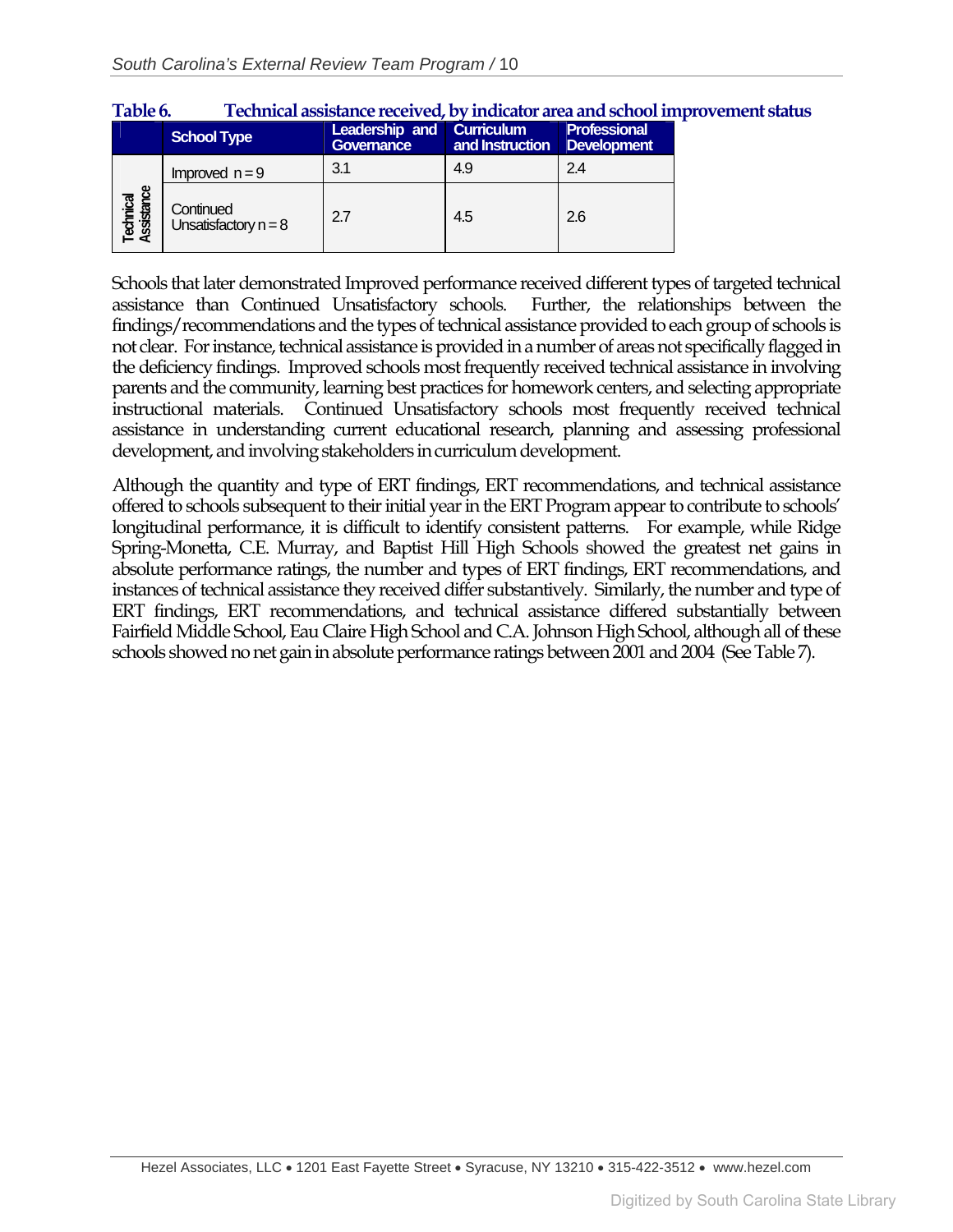**Table 6. Technical assistance received, by indicator area and school improvement status**

| | School Type | Leadership and Governance | Curriculum and Instruction | Professional Development |
|---|---|---|---|---|
| Technical Assistance | Improved n = 9 | 3.1 | 4.9 | 2.4 |
| | Continued Unsatisfactory n = 8 | 2.7 | 4.5 | 2.6 |

Schools that later demonstrated Improved performance received different types of targeted technical assistance than Continued Unsatisfactory schools. Further, the relationships between the findings/recommendations and the types of technical assistance provided to each group of schools is not clear. For instance, technical assistance is provided in a number of areas not specifically flagged in the deficiency findings. Improved schools most frequently received technical assistance in involving parents and the community, learning best practices for homework centers, and selecting appropriate instructional materials. Continued Unsatisfactory schools most frequently received technical assistance in understanding current educational research, planning and assessing professional development, and involving stakeholders in curriculum development.

Although the quantity and type of ERT findings, ERT recommendations, and technical assistance offered to schools subsequent to their initial year in the ERT Program appear to contribute to schools' longitudinal performance, it is difficult to identify consistent patterns. For example, while Ridge Spring-Monetta, C.E. Murray, and Baptist Hill High Schools showed the greatest net gains in absolute performance ratings, the number and types of ERT findings, ERT recommendations, and instances of technical assistance they received differ substantively. Similarly, the number and type of ERT findings, ERT recommendations, and technical assistance differed substantially between Fairfield Middle School, Eau Claire High School and C.A. Johnson High School, although all of these schools showed no net gain in absolute performance ratings between 2001 and 2004 (See Table 7).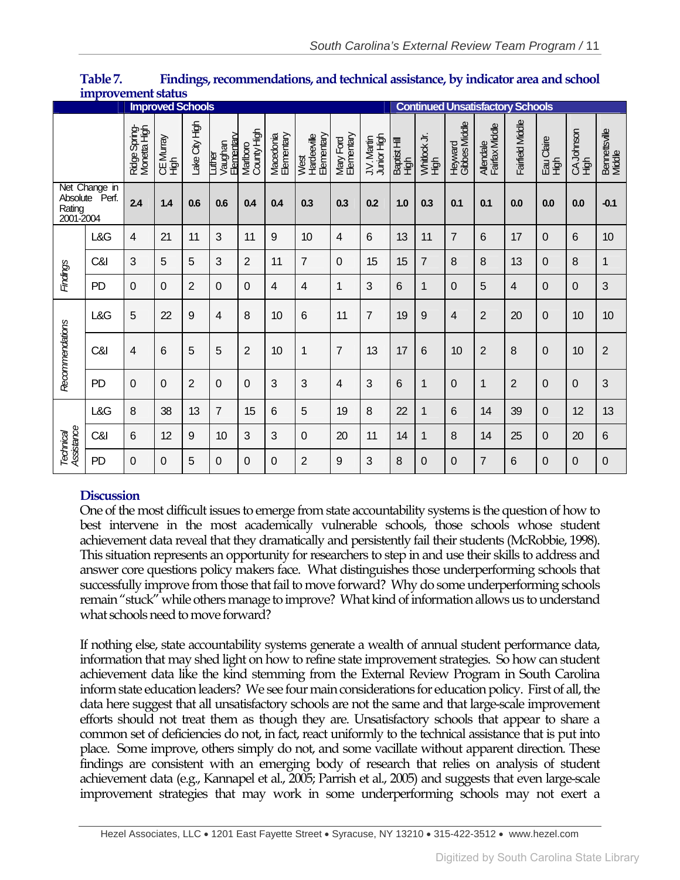**Table 7. Findings, recommendations, and technical assistance, by indicator area and school improvement status**

| | | Improved Schools | | | | | | | | | Continued Unsatisfactory Schools | | | | | | | |
|---|---|---|---|---|---|---|---|---|---|---|---|---|---|---|---|---|---|---|
| | | Ridge Spring-Monetta High | CE Murray High | Lake City High | Luther Vaughan Elementary | Marlboro County High | Macedonia Elementary | West Hardeeville Elementary | Mary Ford Elementary | J.V. Martin Junior High | Baptist Hill High | Whitlock Jr. High | Heyward Gibbes Middle | Allendale Fairfax Middle | Fairfield Middle | Eau Claire High | CA Johnson High | Bennettsville Middle |
| Net Change in Absolute Perf. Rating 2001-2004 | | **2.4** | **1.4** | **0.6** | **0.6** | **0.4** | **0.4** | **0.3** | **0.3** | **0.2** | **1.0** | **0.3** | **0.1** | **0.1** | **0.0** | **0.0** | **0.0** | **-0.1** |
| *Findings* | L&G | 4 | 21 | 11 | 3 | 11 | 9 | 10 | 4 | 6 | 13 | 11 | 7 | 6 | 17 | 0 | 6 | 10 |
| | C&I | 3 | 5 | 5 | 3 | 2 | 11 | 7 | 0 | 15 | 15 | 7 | 8 | 8 | 13 | 0 | 8 | 1 |
| | PD | 0 | 0 | 2 | 0 | 0 | 4 | 4 | 1 | 3 | 6 | 1 | 0 | 5 | 4 | 0 | 0 | 3 |
| *Recommendations* | L&G | 5 | 22 | 9 | 4 | 8 | 10 | 6 | 11 | 7 | 19 | 9 | 4 | 2 | 20 | 0 | 10 | 10 |
| | C&I | 4 | 6 | 5 | 5 | 2 | 10 | 1 | 7 | 13 | 17 | 6 | 10 | 2 | 8 | 0 | 10 | 2 |
| | PD | 0 | 0 | 2 | 0 | 0 | 3 | 3 | 4 | 3 | 6 | 1 | 0 | 1 | 2 | 0 | 0 | 3 |
| *Technical Assistance* | L&G | 8 | 38 | 13 | 7 | 15 | 6 | 5 | 19 | 8 | 22 | 1 | 6 | 14 | 39 | 0 | 12 | 13 |
| | C&I | 6 | 12 | 9 | 10 | 3 | 3 | 0 | 20 | 11 | 14 | 1 | 8 | 14 | 25 | 0 | 20 | 6 |
| | PD | 0 | 0 | 5 | 0 | 0 | 0 | 2 | 9 | 3 | 8 | 0 | 0 | 7 | 6 | 0 | 0 | 0 |

## Discussion

One of the most difficult issues to emerge from state accountability systems is the question of how to best intervene in the most academically vulnerable schools, those schools whose student achievement data reveal that they dramatically and persistently fail their students (McRobbie, 1998). This situation represents an opportunity for researchers to step in and use their skills to address and answer core questions policy makers face. What distinguishes those underperforming schools that successfully improve from those that fail to move forward? Why do some underperforming schools remain "stuck" while others manage to improve? What kind of information allows us to understand what schools need to move forward?

If nothing else, state accountability systems generate a wealth of annual student performance data, information that may shed light on how to refine state improvement strategies. So how can student achievement data like the kind stemming from the External Review Program in South Carolina inform state education leaders? We see four main considerations for education policy. First of all, the data here suggest that all unsatisfactory schools are not the same and that large-scale improvement efforts should not treat them as though they are. Unsatisfactory schools that appear to share a common set of deficiencies do not, in fact, react uniformly to the technical assistance that is put into place. Some improve, others simply do not, and some vacillate without apparent direction. These findings are consistent with an emerging body of research that relies on analysis of student achievement data (e.g., Kannapel et al., 2005; Parrish et al., 2005) and suggests that even large-scale improvement strategies that may work in some underperforming schools may not exert a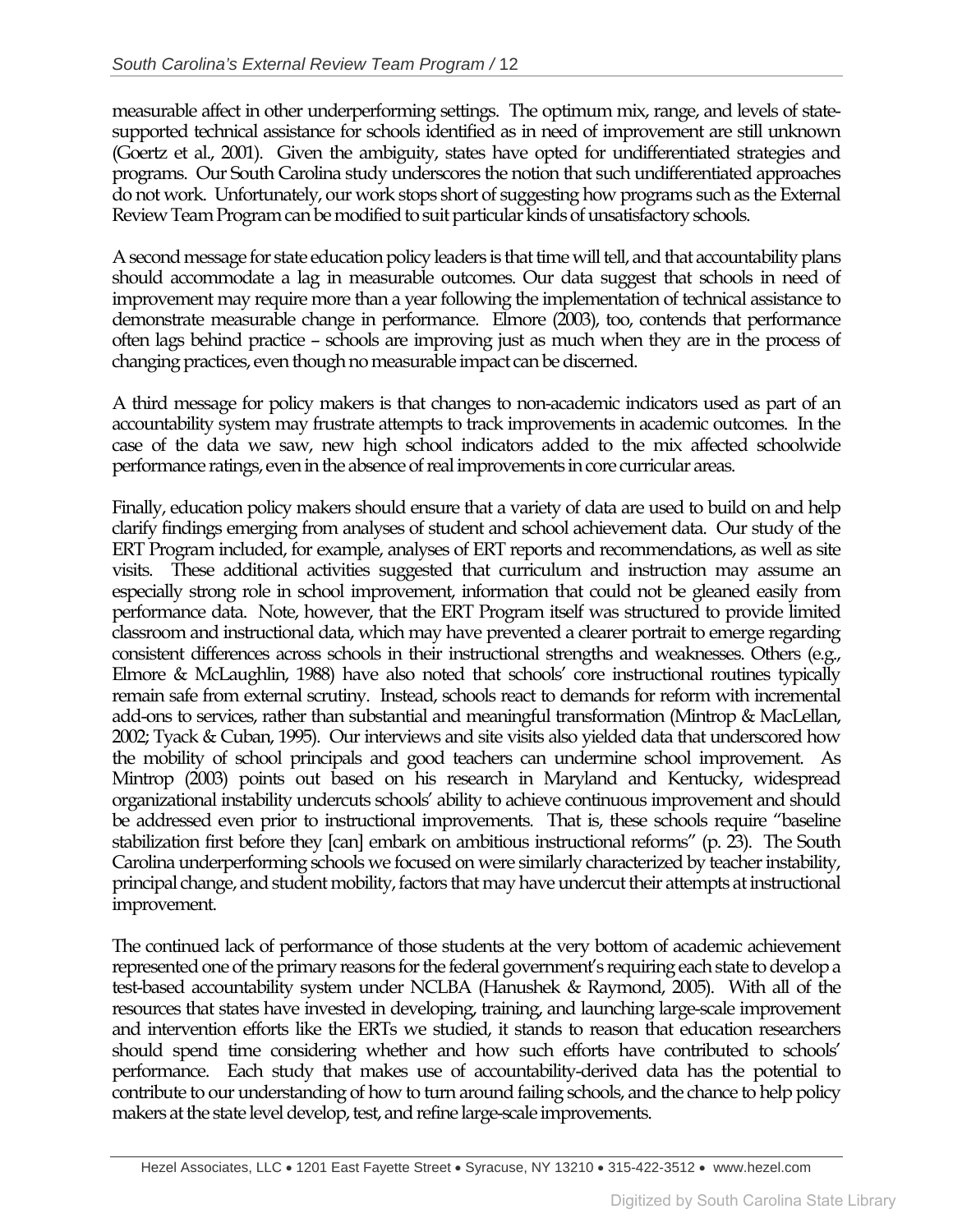measurable affect in other underperforming settings. The optimum mix, range, and levels of state-supported technical assistance for schools identified as in need of improvement are still unknown (Goertz et al., 2001). Given the ambiguity, states have opted for undifferentiated strategies and programs. Our South Carolina study underscores the notion that such undifferentiated approaches do not work. Unfortunately, our work stops short of suggesting how programs such as the External Review Team Program can be modified to suit particular kinds of unsatisfactory schools.

A second message for state education policy leaders is that time will tell, and that accountability plans should accommodate a lag in measurable outcomes. Our data suggest that schools in need of improvement may require more than a year following the implementation of technical assistance to demonstrate measurable change in performance. Elmore (2003), too, contends that performance often lags behind practice – schools are improving just as much when they are in the process of changing practices, even though no measurable impact can be discerned.

A third message for policy makers is that changes to non-academic indicators used as part of an accountability system may frustrate attempts to track improvements in academic outcomes. In the case of the data we saw, new high school indicators added to the mix affected schoolwide performance ratings, even in the absence of real improvements in core curricular areas.

Finally, education policy makers should ensure that a variety of data are used to build on and help clarify findings emerging from analyses of student and school achievement data. Our study of the ERT Program included, for example, analyses of ERT reports and recommendations, as well as site visits. These additional activities suggested that curriculum and instruction may assume an especially strong role in school improvement, information that could not be gleaned easily from performance data. Note, however, that the ERT Program itself was structured to provide limited classroom and instructional data, which may have prevented a clearer portrait to emerge regarding consistent differences across schools in their instructional strengths and weaknesses. Others (e.g., Elmore & McLaughlin, 1988) have also noted that schools' core instructional routines typically remain safe from external scrutiny. Instead, schools react to demands for reform with incremental add-ons to services, rather than substantial and meaningful transformation (Mintrop & MacLellan, 2002; Tyack & Cuban, 1995). Our interviews and site visits also yielded data that underscored how the mobility of school principals and good teachers can undermine school improvement. As Mintrop (2003) points out based on his research in Maryland and Kentucky, widespread organizational instability undercuts schools' ability to achieve continuous improvement and should be addressed even prior to instructional improvements. That is, these schools require "baseline stabilization first before they [can] embark on ambitious instructional reforms" (p. 23). The South Carolina underperforming schools we focused on were similarly characterized by teacher instability, principal change, and student mobility, factors that may have undercut their attempts at instructional improvement.

The continued lack of performance of those students at the very bottom of academic achievement represented one of the primary reasons for the federal government's requiring each state to develop a test-based accountability system under NCLBA (Hanushek & Raymond, 2005). With all of the resources that states have invested in developing, training, and launching large-scale improvement and intervention efforts like the ERTs we studied, it stands to reason that education researchers should spend time considering whether and how such efforts have contributed to schools' performance. Each study that makes use of accountability-derived data has the potential to contribute to our understanding of how to turn around failing schools, and the chance to help policy makers at the state level develop, test, and refine large-scale improvements.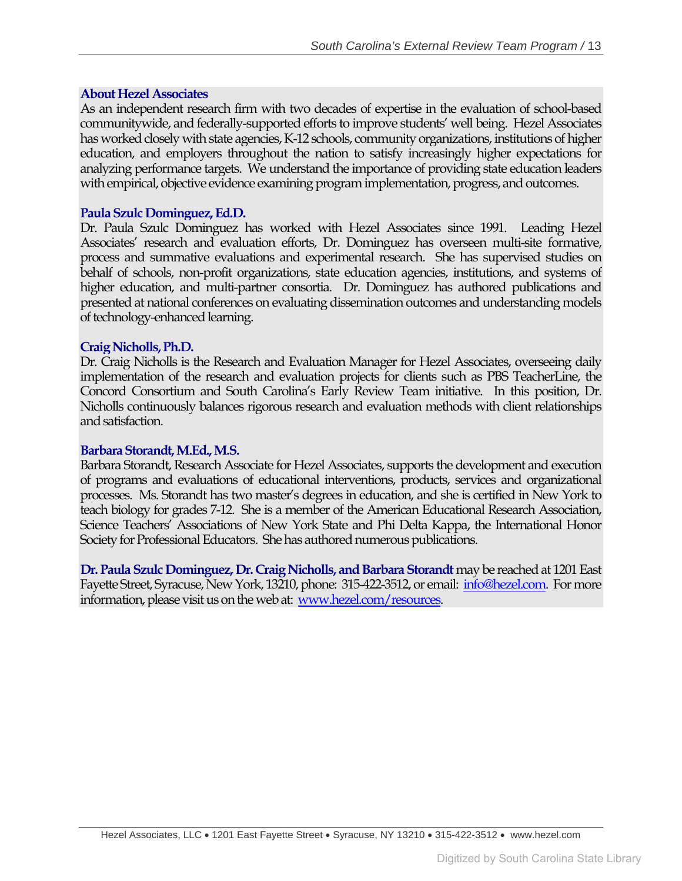### About Hezel Associates

As an independent research firm with two decades of expertise in the evaluation of school-based communitywide, and federally-supported efforts to improve students' well being. Hezel Associates has worked closely with state agencies, K-12 schools, community organizations, institutions of higher education, and employers throughout the nation to satisfy increasingly higher expectations for analyzing performance targets. We understand the importance of providing state education leaders with empirical, objective evidence examining program implementation, progress, and outcomes.

### Paula Szulc Dominguez, Ed.D.

Dr. Paula Szulc Dominguez has worked with Hezel Associates since 1991. Leading Hezel Associates' research and evaluation efforts, Dr. Dominguez has overseen multi-site formative, process and summative evaluations and experimental research. She has supervised studies on behalf of schools, non-profit organizations, state education agencies, institutions, and systems of higher education, and multi-partner consortia. Dr. Dominguez has authored publications and presented at national conferences on evaluating dissemination outcomes and understanding models of technology-enhanced learning.

### Craig Nicholls, Ph.D.

Dr. Craig Nicholls is the Research and Evaluation Manager for Hezel Associates, overseeing daily implementation of the research and evaluation projects for clients such as PBS TeacherLine, the Concord Consortium and South Carolina's Early Review Team initiative. In this position, Dr. Nicholls continuously balances rigorous research and evaluation methods with client relationships and satisfaction.

### Barbara Storandt, M.Ed., M.S.

Barbara Storandt, Research Associate for Hezel Associates, supports the development and execution of programs and evaluations of educational interventions, products, services and organizational processes. Ms. Storandt has two master's degrees in education, and she is certified in New York to teach biology for grades 7-12. She is a member of the American Educational Research Association, Science Teachers' Associations of New York State and Phi Delta Kappa, the International Honor Society for Professional Educators. She has authored numerous publications.

**Dr. Paula Szulc Dominguez, Dr. Craig Nicholls, and Barbara Storandt** may be reached at 1201 East Fayette Street, Syracuse, New York, 13210, phone: 315-422-3512, or email: info@hezel.com. For more information, please visit us on the web at: www.hezel.com/resources.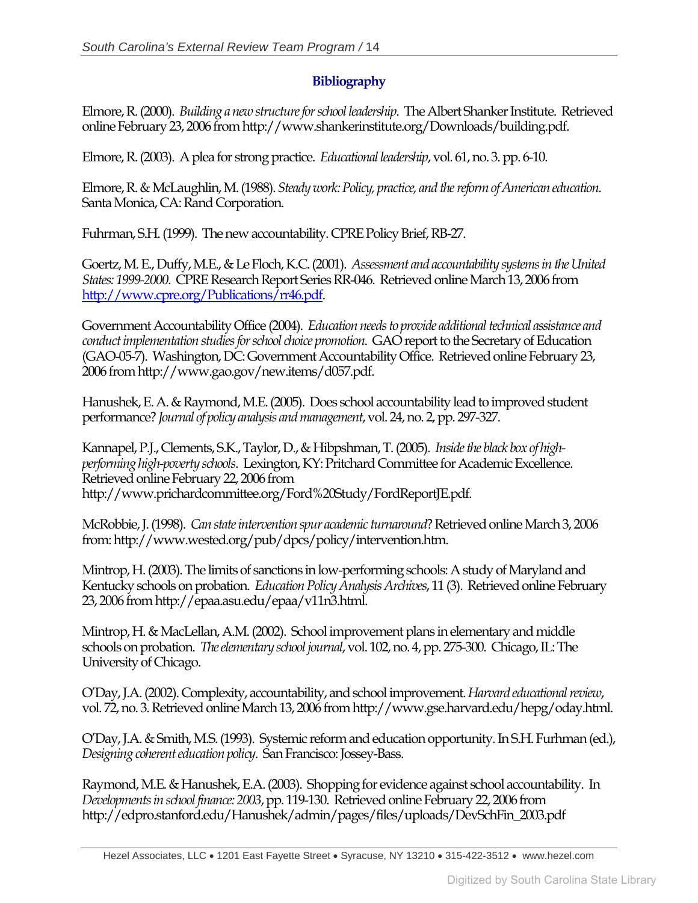## Bibliography

Elmore, R. (2000). *Building a new structure for school leadership*. The Albert Shanker Institute. Retrieved online February 23, 2006 from http://www.shankerinstitute.org/Downloads/building.pdf.

Elmore, R. (2003). A plea for strong practice. *Educational leadership*, vol. 61, no. 3. pp. 6-10.

Elmore, R. & McLaughlin, M. (1988). *Steady work: Policy, practice, and the reform of American education.* Santa Monica, CA: Rand Corporation.

Fuhrman, S.H. (1999). The new accountability. CPRE Policy Brief, RB-27.

Goertz, M. E., Duffy, M.E., & Le Floch, K.C. (2001). *Assessment and accountability systems in the United States: 1999-2000*. CPRE Research Report Series RR-046. Retrieved online March 13, 2006 from http://www.cpre.org/Publications/rr46.pdf.

Government Accountability Office (2004). *Education needs to provide additional technical assistance and conduct implementation studies for school choice promotion*. GAO report to the Secretary of Education (GAO-05-7). Washington, DC: Government Accountability Office. Retrieved online February 23, 2006 from http://www.gao.gov/new.items/d057.pdf.

Hanushek, E. A. & Raymond, M.E. (2005). Does school accountability lead to improved student performance? *Journal of policy analysis and management*, vol. 24, no. 2, pp. 297-327.

Kannapel, P.J., Clements, S.K., Taylor, D., & Hibpshman, T. (2005). *Inside the black box of high-performing high-poverty schools*. Lexington, KY: Pritchard Committee for Academic Excellence. Retrieved online February 22, 2006 from http://www.prichardcommittee.org/Ford%20Study/FordReportJE.pdf.

McRobbie, J. (1998). *Can state intervention spur academic turnaround*? Retrieved online March 3, 2006 from: http://www.wested.org/pub/dpcs/policy/intervention.htm.

Mintrop, H. (2003). The limits of sanctions in low-performing schools: A study of Maryland and Kentucky schools on probation. *Education Policy Analysis Archives*, 11 (3). Retrieved online February 23, 2006 from http://epaa.asu.edu/epaa/v11n3.html.

Mintrop, H. & MacLellan, A.M. (2002). School improvement plans in elementary and middle schools on probation. *The elementary school journal*, vol. 102, no. 4, pp. 275-300. Chicago, IL: The University of Chicago.

O'Day, J.A. (2002). Complexity, accountability, and school improvement. *Harvard educational review*, vol. 72, no. 3. Retrieved online March 13, 2006 from http://www.gse.harvard.edu/hepg/oday.html.

O'Day, J.A. & Smith, M.S. (1993). Systemic reform and education opportunity. In S.H. Furhman (ed.), *Designing coherent education policy*. San Francisco: Jossey-Bass.

Raymond, M.E. & Hanushek, E.A. (2003). Shopping for evidence against school accountability. In *Developments in school finance: 2003*, pp. 119-130. Retrieved online February 22, 2006 from http://edpro.stanford.edu/Hanushek/admin/pages/files/uploads/DevSchFin_2003.pdf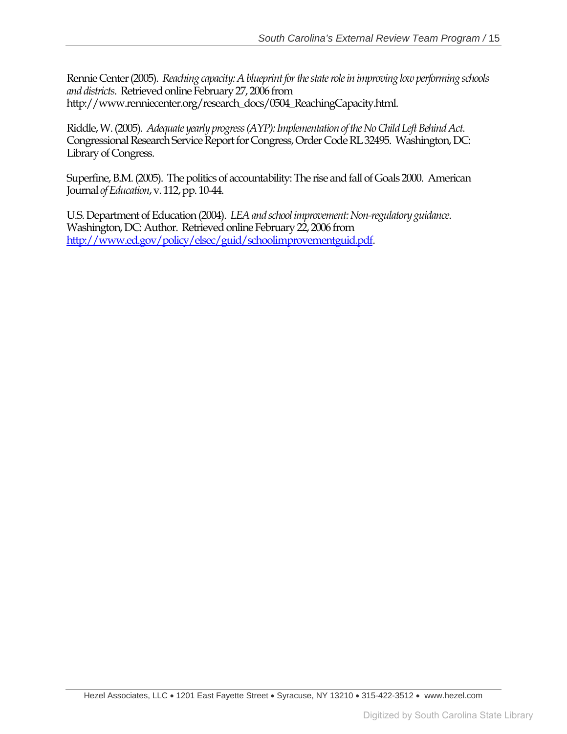Rennie Center (2005). *Reaching capacity: A blueprint for the state role in improving low performing schools and districts*. Retrieved online February 27, 2006 from http://www.renniecenter.org/research_docs/0504_ReachingCapacity.html.

Riddle, W. (2005). *Adequate yearly progress (AYP): Implementation of the No Child Left Behind Act*. Congressional Research Service Report for Congress, Order Code RL 32495. Washington, DC: Library of Congress.

Superfine, B.M. (2005). The politics of accountability: The rise and fall of Goals 2000. American Journal *of Education*, v. 112, pp. 10-44.

U.S. Department of Education (2004). *LEA and school improvement: Non-regulatory guidance*. Washington, DC: Author. Retrieved online February 22, 2006 from http://www.ed.gov/policy/elsec/guid/schoolimprovementguid.pdf.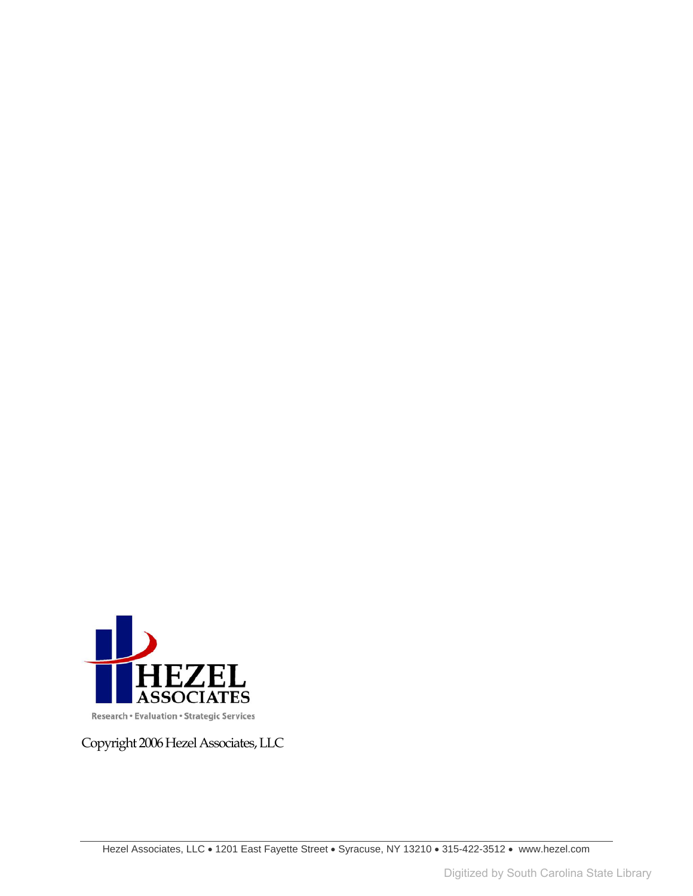HEZEL
ASSOCIATES

Research • Evaluation • Strategic Services

Copyright 2006 Hezel Associates, LLC

Hezel Associates, LLC • 1201 East Fayette Street • Syracuse, NY 13210 • 315-422-3512 • www.hezel.com